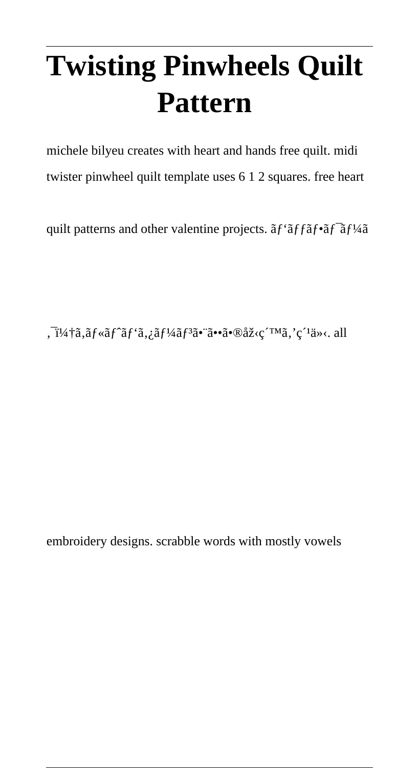# Twisting Pinwheels Quilt Pattern

michele bilyeu creates with heart and hands free quilt. midi twister pinwheel quilt template uses 6 1 2 squares. free heart quilt patterns and other valentine projects. ãƒ'ãƒƒãƒ•ãƒ¯ãƒ¼ã ‚¯ï¼†ã‚¸ãƒ«ãƒˆãƒ'ã‚¿ãƒ¼ãƒ³ã•¨ã••ã•®åž‹ç´™ã'ç´¹ä»‹. all embroidery designs. scrabble words with mostly vowels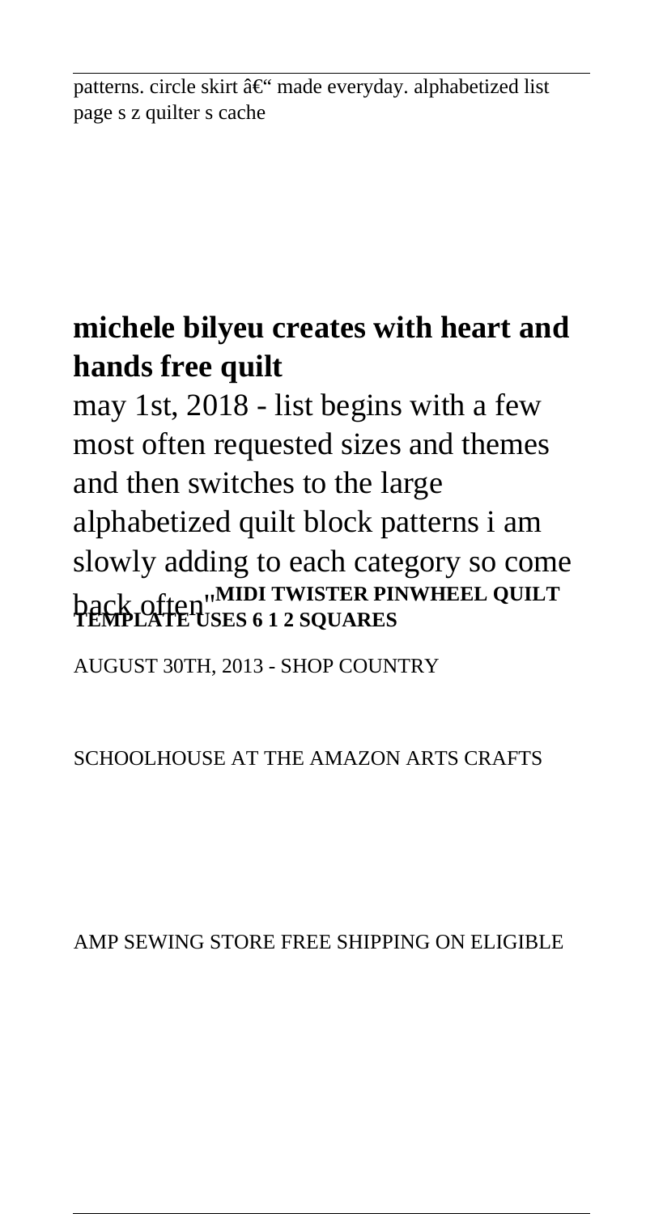patterns. circle skirt â€" made everyday. alphabetized list page s z quilter s cache

## michele bilyeu creates with heart and hands free quilt

may 1st, 2018 - list begins with a few most often requested sizes and themes and then switches to the large alphabetized quilt block patterns i am slowly adding to each category so come back often''**MIDI TWISTER PINWHEEL QUILT TEMPLATE USES 6 1 2 SQUARES**

AUGUST 30TH, 2013 - SHOP COUNTRY SCHOOLHOUSE AT THE AMAZON ARTS CRAFTS AMP SEWING STORE FREE SHIPPING ON ELIGIBLE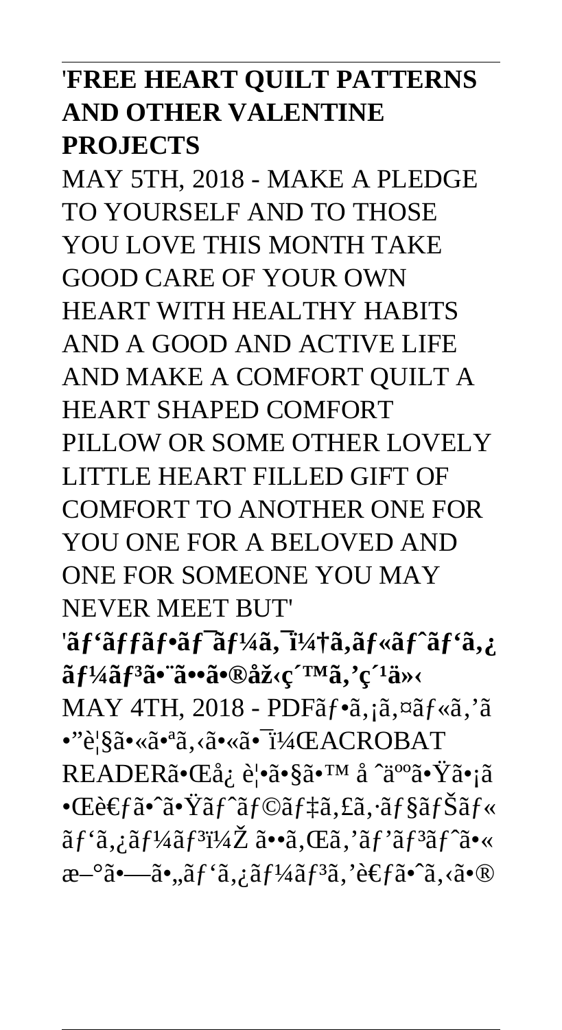**'FREE HEART QUILT PATTERNS AND OTHER VALENTINE PROJECTS**

MAY 5TH, 2018 - MAKE A PLEDGE TO YOURSELF AND TO THOSE YOU LOVE THIS MONTH TAKE GOOD CARE OF YOUR OWN HEART WITH HEALTHY HABITS AND A GOOD AND ACTIVE LIFE AND MAKE A COMFORT QUILT A HEART SHAPED COMFORT PILLOW OR SOME OTHER LOVELY LITTLE HEART FILLED GIFT OF COMFORT TO ANOTHER ONE FOR YOU ONE FOR A BELOVED AND ONE FOR SOMEONE YOU MAY NEVER MEET BUT'

**'ãƒ'ãƒƒãƒ•ãƒ¯ãƒ¼ã‚¯ï¼†ã‚ãƒ«ãƒˆãƒ'ã‚¿ãƒ¼ãƒ³ã•¨ã••ã•®åž‹ç´™ã'ç´¹ä»‹**

MAY 4TH, 2018 - PDFãƒ•ã‚¡ã‚¤ãƒ«ã'ã•"è¦§ã•«ã•ªã‚‹ã•«ã•¯ï¼ŒACROBAT READERã•Œå¿ è¦•ã•§ã•™ å ˆä ºã•Ÿã•¡ã••Œè€ƒã•ˆã•Ÿãƒˆãƒ©ãƒ‡ã‚£ã‚·ãƒ§ãƒŠãƒ« ãƒ'ã‚¿ãƒ¼ãƒ³ï¼Ž ã••ã‚Œã'ãƒ'ãƒ³ãƒˆã•« æ–°ã•—ã•„ãƒ'ã‚¿ãƒ¼ãƒ³ã'è€ƒã•ˆã‚‹ã•®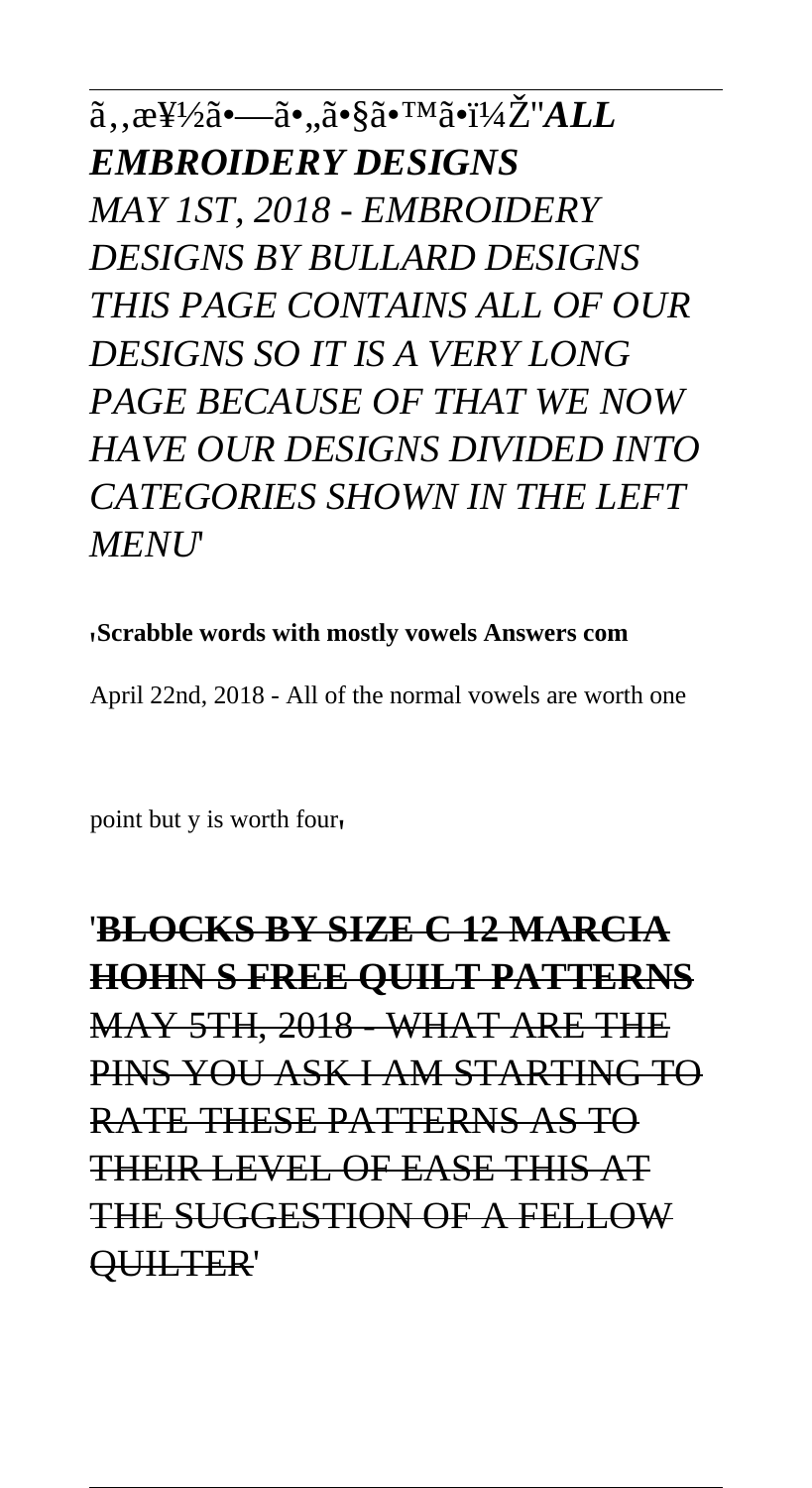ã,,æ¥½ã•—ã•„ã•§ã•™ã•ï¼Ž''***ALL EMBROIDERY DESIGNS***

*MAY 1ST, 2018 - EMBROIDERY DESIGNS BY BULLARD DESIGNS THIS PAGE CONTAINS ALL OF OUR DESIGNS SO IT IS A VERY LONG PAGE BECAUSE OF THAT WE NOW HAVE OUR DESIGNS DIVIDED INTO CATEGORIES SHOWN IN THE LEFT MENU*'

'**Scrabble words with mostly vowels Answers com**

April 22nd, 2018 - All of the normal vowels are worth one point but y is worth four'

'~~**BLOCKS BY SIZE C 12 MARCIA HOHN S FREE QUILT PATTERNS**~~

~~MAY 5TH, 2018 - WHAT ARE THE PINS YOU ASK I AM STARTING TO RATE THESE PATTERNS AS TO THEIR LEVEL OF EASE THIS AT THE SUGGESTION OF A FELLOW QUILTER~~'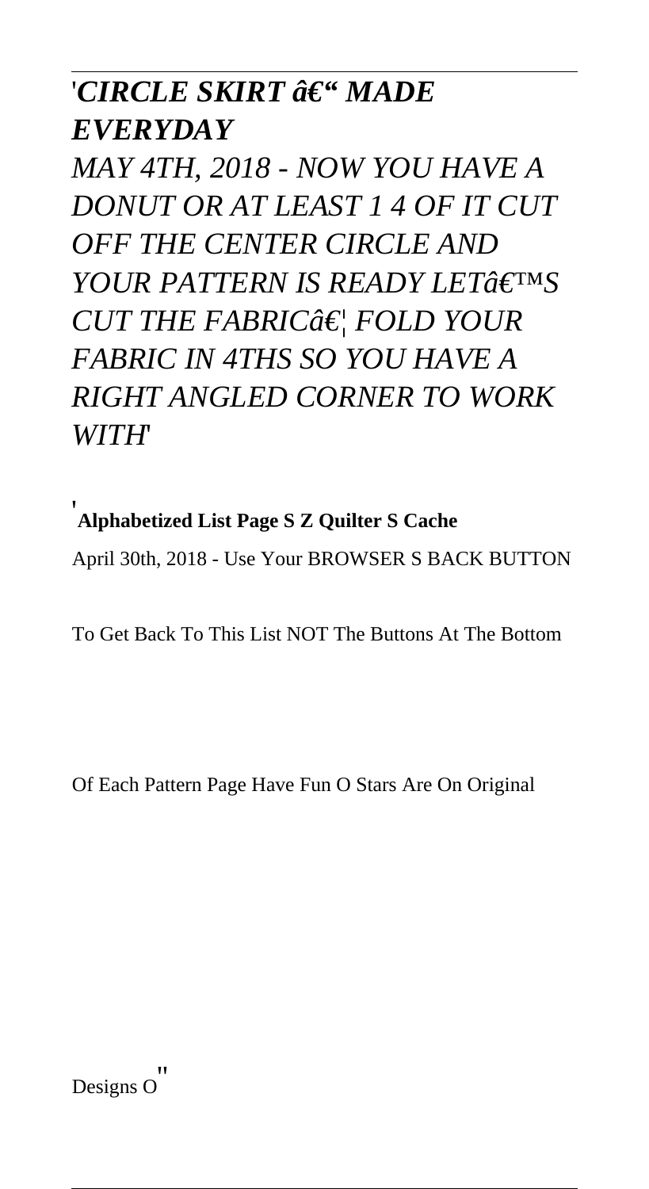*'CIRCLE SKIRT â€" MADE EVERYDAY*

*MAY 4TH, 2018 - NOW YOU HAVE A DONUT OR AT LEAST 1 4 OF IT CUT OFF THE CENTER CIRCLE AND YOUR PATTERN IS READY LETâ€™S CUT THE FABRICâ€¦ FOLD YOUR FABRIC IN 4THS SO YOU HAVE A RIGHT ANGLED CORNER TO WORK WITH'*

'**Alphabetized List Page S Z Quilter S Cache**

April 30th, 2018 - Use Your BROWSER S BACK BUTTON To Get Back To This List NOT The Buttons At The Bottom Of Each Pattern Page Have Fun O Stars Are On Original Designs O''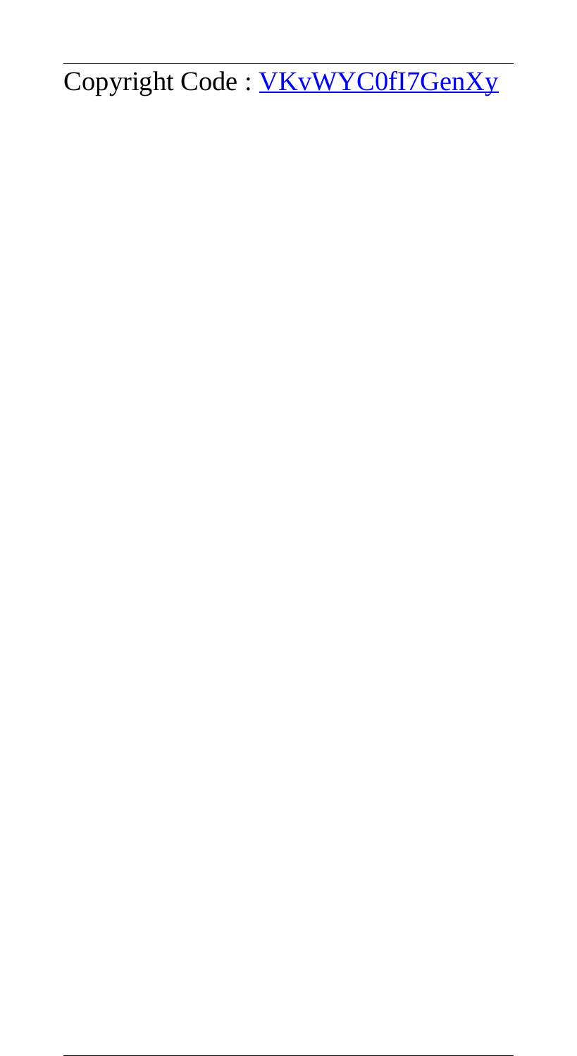Copyright Code : [VKvWYC0fI7GenXy]